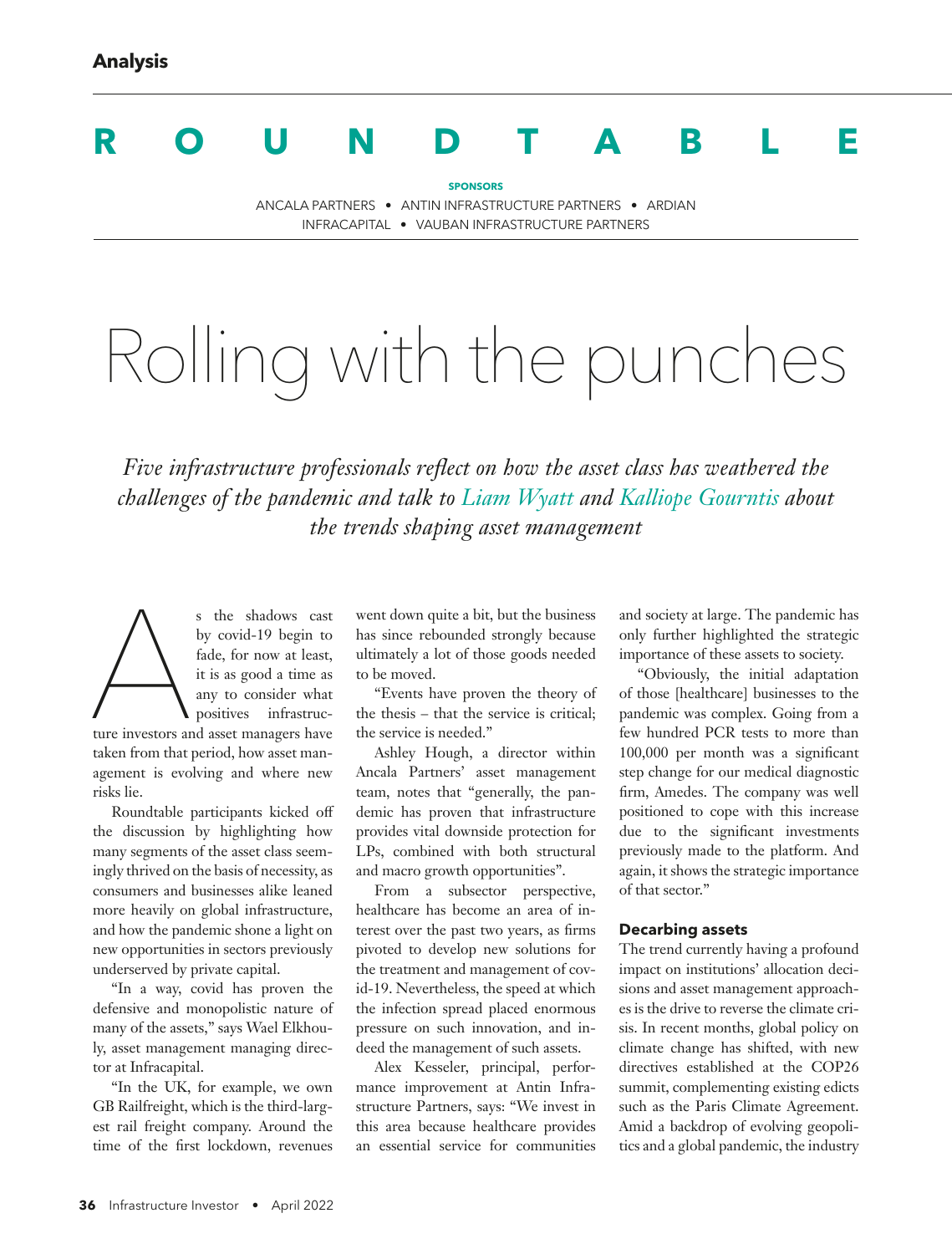Analysis

# ROUNDTABLE

**SPONSORS**

ANCALA PARTNERS • ANTIN INFRASTRUCTURE PARTNERS • ARDIAN
INFRACAPITAL • VAUBAN INFRASTRUCTURE PARTNERS

# Rolling with the punches

*Five infrastructure professionals reflect on how the asset class has weathered the challenges of the pandemic and talk to Liam Wyatt and Kalliope Gourntis about the trends shaping asset management*

As the shadows cast by covid-19 begin to fade, for now at least, it is as good a time as any to consider what positives infrastructure investors and asset managers have taken from that period, how asset management is evolving and where new risks lie.

Roundtable participants kicked off the discussion by highlighting how many segments of the asset class seemingly thrived on the basis of necessity, as consumers and businesses alike leaned more heavily on global infrastructure, and how the pandemic shone a light on new opportunities in sectors previously underserved by private capital.

"In a way, covid has proven the defensive and monopolistic nature of many of the assets," says Wael Elkhouly, asset management managing director at Infracapital.

"In the UK, for example, we own GB Railfreight, which is the third-largest rail freight company. Around the time of the first lockdown, revenues went down quite a bit, but the business has since rebounded strongly because ultimately a lot of those goods needed to be moved.

"Events have proven the theory of the thesis – that the service is critical; the service is needed."

Ashley Hough, a director within Ancala Partners' asset management team, notes that "generally, the pandemic has proven that infrastructure provides vital downside protection for LPs, combined with both structural and macro growth opportunities".

From a subsector perspective, healthcare has become an area of interest over the past two years, as firms pivoted to develop new solutions for the treatment and management of covid-19. Nevertheless, the speed at which the infection spread placed enormous pressure on such innovation, and indeed the management of such assets.

Alex Kesseler, principal, performance improvement at Antin Infrastructure Partners, says: "We invest in this area because healthcare provides an essential service for communities and society at large. The pandemic has only further highlighted the strategic importance of these assets to society.

"Obviously, the initial adaptation of those [healthcare] businesses to the pandemic was complex. Going from a few hundred PCR tests to more than 100,000 per month was a significant step change for our medical diagnostic firm, Amedes. The company was well positioned to cope with this increase due to the significant investments previously made to the platform. And again, it shows the strategic importance of that sector."

### Decarbing assets

The trend currently having a profound impact on institutions' allocation decisions and asset management approaches is the drive to reverse the climate crisis. In recent months, global policy on climate change has shifted, with new directives established at the COP26 summit, complementing existing edicts such as the Paris Climate Agreement. Amid a backdrop of evolving geopolitics and a global pandemic, the industry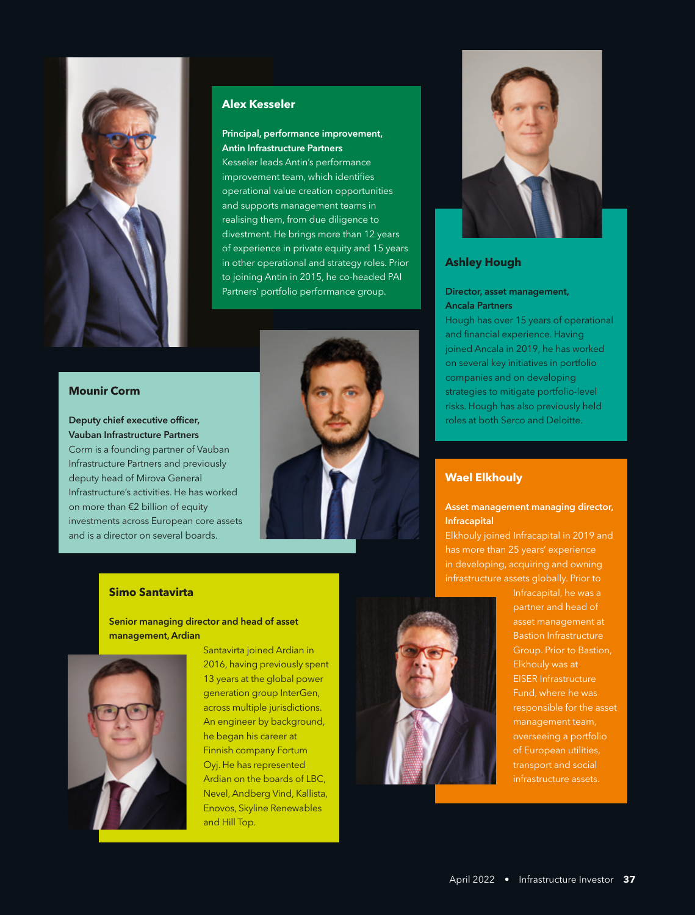## Alex Kesseler

**Principal, performance improvement, Antin Infrastructure Partners**

Kesseler leads Antin's performance improvement team, which identifies operational value creation opportunities and supports management teams in realising them, from due diligence to divestment. He brings more than 12 years of experience in private equity and 15 years in other operational and strategy roles. Prior to joining Antin in 2015, he co-headed PAI Partners' portfolio performance group.

## Ashley Hough

**Director, asset management, Ancala Partners**

Hough has over 15 years of operational and financial experience. Having joined Ancala in 2019, he has worked on several key initiatives in portfolio companies and on developing strategies to mitigate portfolio-level risks. Hough has also previously held roles at both Serco and Deloitte.

## Mounir Corm

**Deputy chief executive officer, Vauban Infrastructure Partners**

Corm is a founding partner of Vauban Infrastructure Partners and previously deputy head of Mirova General Infrastructure's activities. He has worked on more than €2 billion of equity investments across European core assets and is a director on several boards.

## Wael Elkhouly

**Asset management managing director, Infracapital**

Elkhouly joined Infracapital in 2019 and has more than 25 years' experience in developing, acquiring and owning infrastructure assets globally. Prior to Infracapital, he was a partner and head of asset management at Bastion Infrastructure Group. Prior to Bastion, Elkhouly was at EISER Infrastructure Fund, where he was responsible for the asset management team, overseeing a portfolio of European utilities, transport and social infrastructure assets.

## Simo Santavirta

**Senior managing director and head of asset management, Ardian**

Santavirta joined Ardian in 2016, having previously spent 13 years at the global power generation group InterGen, across multiple jurisdictions. An engineer by background, he began his career at Finnish company Fortum Oyj. He has represented Ardian on the boards of LBC, Nevel, Andberg Vind, Kallista, Enovos, Skyline Renewables and Hill Top.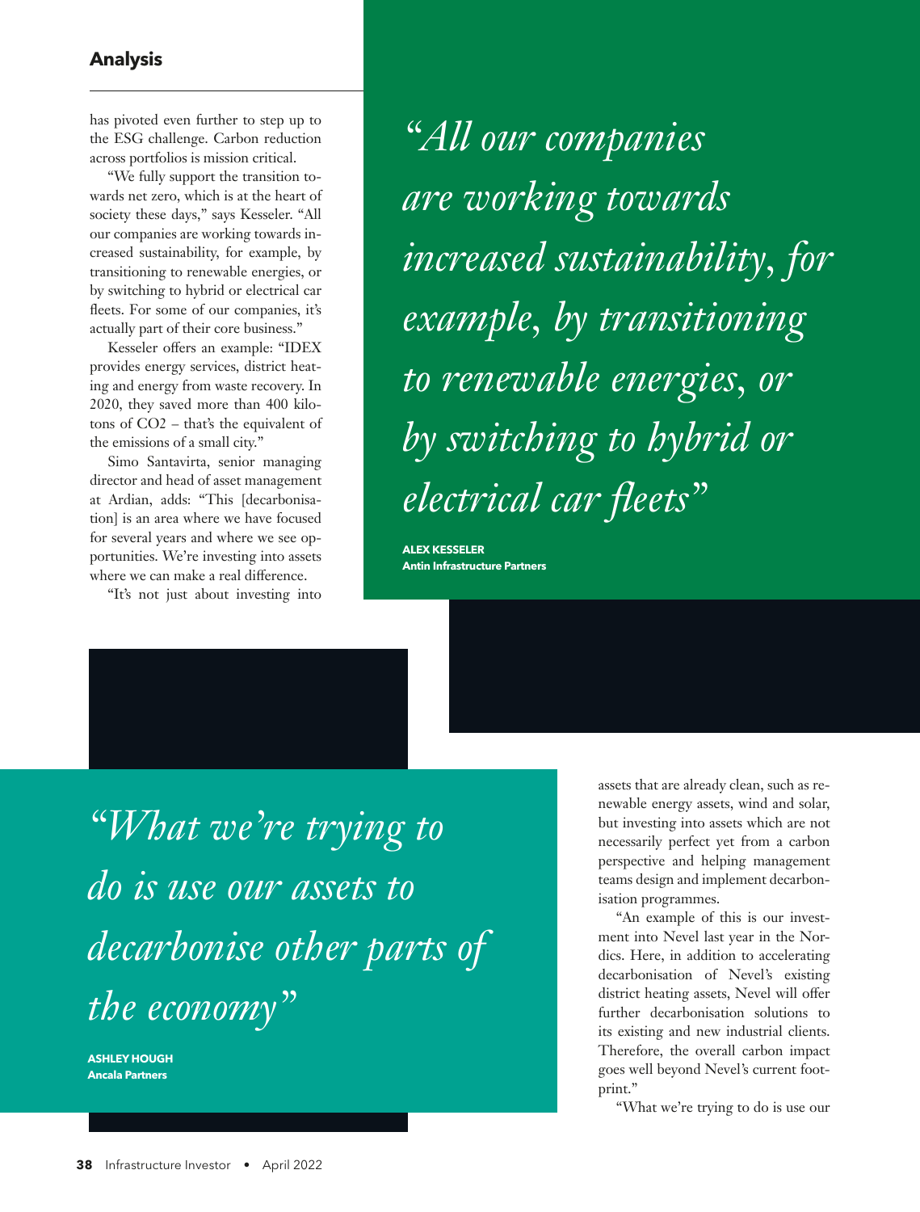has pivoted even further to step up to the ESG challenge. Carbon reduction across portfolios is mission critical.

"We fully support the transition towards net zero, which is at the heart of society these days," says Kesseler. "All our companies are working towards increased sustainability, for example, by transitioning to renewable energies, or by switching to hybrid or electrical car fleets. For some of our companies, it's actually part of their core business."

Kesseler offers an example: "IDEX provides energy services, district heating and energy from waste recovery. In 2020, they saved more than 400 kilotons of $CO_2$ – that's the equivalent of the emissions of a small city."

Simo Santavirta, senior managing director and head of asset management at Ardian, adds: "This [decarbonisation] is an area where we have focused for several years and where we see opportunities. We're investing into assets where we can make a real difference.

"It's not just about investing into assets that are already clean, such as renewable energy assets, wind and solar, but investing into assets which are not necessarily perfect yet from a carbon perspective and helping management teams design and implement decarbonisation programmes.

"An example of this is our investment into Nevel last year in the Nordics. Here, in addition to accelerating decarbonisation of Nevel's existing district heating assets, Nevel will offer further decarbonisation solutions to its existing and new industrial clients. Therefore, the overall carbon impact goes well beyond Nevel's current footprint."

"What we're trying to do is use our

> *"All our companies are working towards increased sustainability, for example, by transitioning to renewable energies, or by switching to hybrid or electrical car fleets"*
>
> **ALEX KESSELER**
> **Antin Infrastructure Partners**

> *"What we're trying to do is use our assets to decarbonise other parts of the economy"*
>
> **ASHLEY HOUGH**
> **Ancala Partners**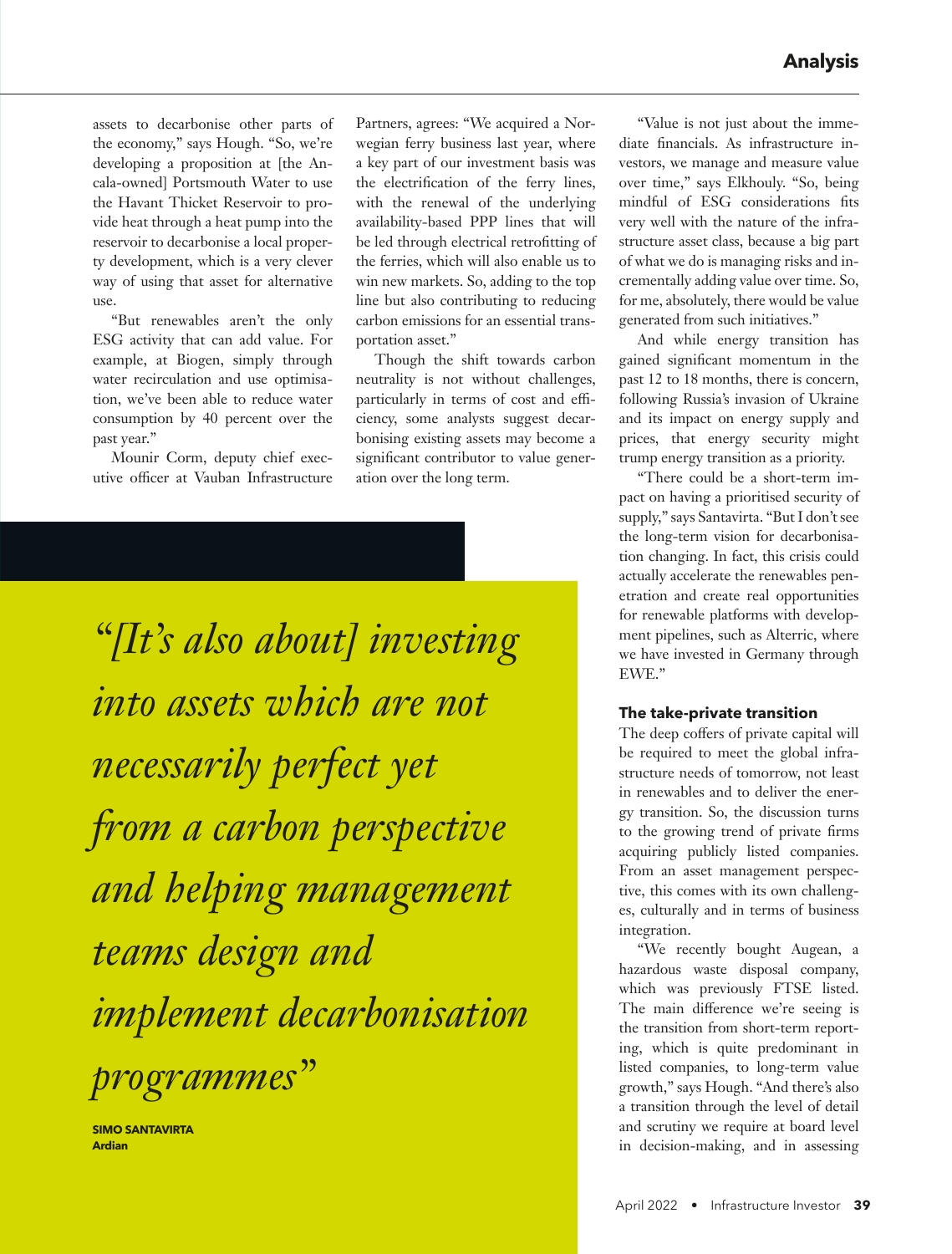assets to decarbonise other parts of the economy," says Hough. "So, we're developing a proposition at [the Ancala-owned] Portsmouth Water to use the Havant Thicket Reservoir to provide heat through a heat pump into the reservoir to decarbonise a local property development, which is a very clever way of using that asset for alternative use.

"But renewables aren't the only ESG activity that can add value. For example, at Biogen, simply through water recirculation and use optimisation, we've been able to reduce water consumption by 40 percent over the past year."

Mounir Corm, deputy chief executive officer at Vauban Infrastructure Partners, agrees: "We acquired a Norwegian ferry business last year, where a key part of our investment basis was the electrification of the ferry lines, with the renewal of the underlying availability-based PPP lines that will be led through electrical retrofitting of the ferries, which will also enable us to win new markets. So, adding to the top line but also contributing to reducing carbon emissions for an essential transportation asset."

Though the shift towards carbon neutrality is not without challenges, particularly in terms of cost and efficiency, some analysts suggest decarbonising existing assets may become a significant contributor to value generation over the long term.

> *"[It's also about] investing into assets which are not necessarily perfect yet from a carbon perspective and helping management teams design and implement decarbonisation programmes"*
>
> **SIMO SANTAVIRTA**
> **Ardian**

"Value is not just about the immediate financials. As infrastructure investors, we manage and measure value over time," says Elkhouly. "So, being mindful of ESG considerations fits very well with the nature of the infrastructure asset class, because a big part of what we do is managing risks and incrementally adding value over time. So, for me, absolutely, there would be value generated from such initiatives."

And while energy transition has gained significant momentum in the past 12 to 18 months, there is concern, following Russia's invasion of Ukraine and its impact on energy supply and prices, that energy security might trump energy transition as a priority.

"There could be a short-term impact on having a prioritised security of supply," says Santavirta. "But I don't see the long-term vision for decarbonisation changing. In fact, this crisis could actually accelerate the renewables penetration and create real opportunities for renewable platforms with development pipelines, such as Alterric, where we have invested in Germany through EWE."

### The take-private transition

The deep coffers of private capital will be required to meet the global infrastructure needs of tomorrow, not least in renewables and to deliver the energy transition. So, the discussion turns to the growing trend of private firms acquiring publicly listed companies. From an asset management perspective, this comes with its own challenges, culturally and in terms of business integration.

"We recently bought Augean, a hazardous waste disposal company, which was previously FTSE listed. The main difference we're seeing is the transition from short-term reporting, which is quite predominant in listed companies, to long-term value growth," says Hough. "And there's also a transition through the level of detail and scrutiny we require at board level in decision-making, and in assessing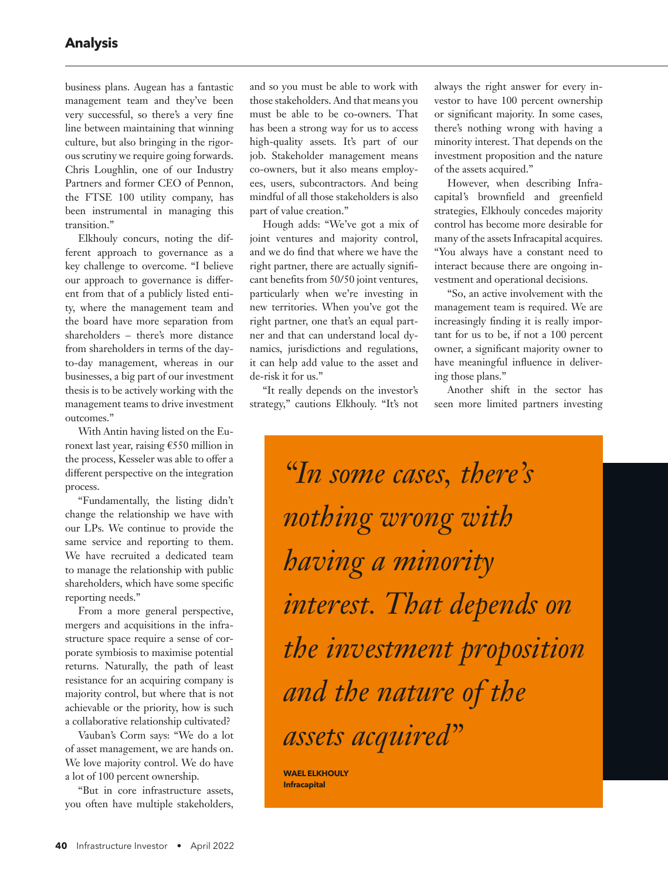business plans. Augean has a fantastic management team and they've been very successful, so there's a very fine line between maintaining that winning culture, but also bringing in the rigorous scrutiny we require going forwards. Chris Loughlin, one of our Industry Partners and former CEO of Pennon, the FTSE 100 utility company, has been instrumental in managing this transition."

Elkhouly concurs, noting the different approach to governance as a key challenge to overcome. "I believe our approach to governance is different from that of a publicly listed entity, where the management team and the board have more separation from shareholders – there's more distance from shareholders in terms of the day-to-day management, whereas in our businesses, a big part of our investment thesis is to be actively working with the management teams to drive investment outcomes."

With Antin having listed on the Euronext last year, raising €550 million in the process, Kesseler was able to offer a different perspective on the integration process.

"Fundamentally, the listing didn't change the relationship we have with our LPs. We continue to provide the same service and reporting to them. We have recruited a dedicated team to manage the relationship with public shareholders, which have some specific reporting needs."

From a more general perspective, mergers and acquisitions in the infrastructure space require a sense of corporate symbiosis to maximise potential returns. Naturally, the path of least resistance for an acquiring company is majority control, but where that is not achievable or the priority, how is such a collaborative relationship cultivated?

Vauban's Corm says: "We do a lot of asset management, we are hands on. We love majority control. We do have a lot of 100 percent ownership.

"But in core infrastructure assets, you often have multiple stakeholders, and so you must be able to work with those stakeholders. And that means you must be able to be co-owners. That has been a strong way for us to access high-quality assets. It's part of our job. Stakeholder management means co-owners, but it also means employees, users, subcontractors. And being mindful of all those stakeholders is also part of value creation."

Hough adds: "We've got a mix of joint ventures and majority control, and we do find that where we have the right partner, there are actually significant benefits from 50/50 joint ventures, particularly when we're investing in new territories. When you've got the right partner, one that's an equal partner and that can understand local dynamics, jurisdictions and regulations, it can help add value to the asset and de-risk it for us."

"It really depends on the investor's strategy," cautions Elkhouly. "It's not always the right answer for every investor to have 100 percent ownership or significant majority. In some cases, there's nothing wrong with having a minority interest. That depends on the investment proposition and the nature of the assets acquired."

However, when describing Infracapital's brownfield and greenfield strategies, Elkhouly concedes majority control has become more desirable for many of the assets Infracapital acquires. "You always have a constant need to interact because there are ongoing investment and operational decisions.

"So, an active involvement with the management team is required. We are increasingly finding it is really important for us to be, if not a 100 percent owner, a significant majority owner to have meaningful influence in delivering those plans."

Another shift in the sector has seen more limited partners investing

> *"In some cases, there's nothing wrong with having a minority interest. That depends on the investment proposition and the nature of the assets acquired"*
>
> **WAEL ELKHOULY**
> **Infracapital**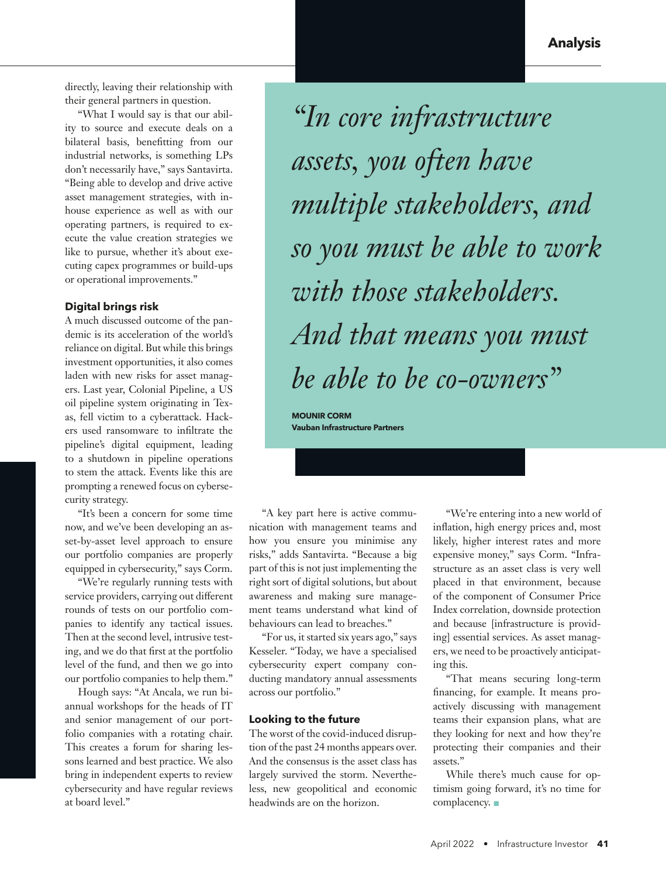directly, leaving their relationship with their general partners in question.

"What I would say is that our ability to source and execute deals on a bilateral basis, benefitting from our industrial networks, is something LPs don't necessarily have," says Santavirta. "Being able to develop and drive active asset management strategies, with in-house experience as well as with our operating partners, is required to execute the value creation strategies we like to pursue, whether it's about executing capex programmes or build-ups or operational improvements."

> *"In core infrastructure assets, you often have multiple stakeholders, and so you must be able to work with those stakeholders. And that means you must be able to be co-owners"*
>
> **MOUNIR CORM**
> **Vauban Infrastructure Partners**

### Digital brings risk

A much discussed outcome of the pandemic is its acceleration of the world's reliance on digital. But while this brings investment opportunities, it also comes laden with new risks for asset managers. Last year, Colonial Pipeline, a US oil pipeline system originating in Texas, fell victim to a cyberattack. Hackers used ransomware to infiltrate the pipeline's digital equipment, leading to a shutdown in pipeline operations to stem the attack. Events like this are prompting a renewed focus on cybersecurity strategy.

"It's been a concern for some time now, and we've been developing an asset-by-asset level approach to ensure our portfolio companies are properly equipped in cybersecurity," says Corm.

"We're regularly running tests with service providers, carrying out different rounds of tests on our portfolio companies to identify any tactical issues. Then at the second level, intrusive testing, and we do that first at the portfolio level of the fund, and then we go into our portfolio companies to help them."

Hough says: "At Ancala, we run biannual workshops for the heads of IT and senior management of our portfolio companies with a rotating chair. This creates a forum for sharing lessons learned and best practice. We also bring in independent experts to review cybersecurity and have regular reviews at board level."

"A key part here is active communication with management teams and how you ensure you minimise any risks," adds Santavirta. "Because a big part of this is not just implementing the right sort of digital solutions, but about awareness and making sure management teams understand what kind of behaviours can lead to breaches."

"For us, it started six years ago," says Kesseler. "Today, we have a specialised cybersecurity expert company conducting mandatory annual assessments across our portfolio."

### Looking to the future

The worst of the covid-induced disruption of the past 24 months appears over. And the consensus is the asset class has largely survived the storm. Nevertheless, new geopolitical and economic headwinds are on the horizon.

"We're entering into a new world of inflation, high energy prices and, most likely, higher interest rates and more expensive money," says Corm. "Infrastructure as an asset class is very well placed in that environment, because of the component of Consumer Price Index correlation, downside protection and because [infrastructure is providing] essential services. As asset managers, we need to be proactively anticipating this.

"That means securing long-term financing, for example. It means proactively discussing with management teams their expansion plans, what are they looking for next and how they're protecting their companies and their assets."

While there's much cause for optimism going forward, it's no time for complacency. ■